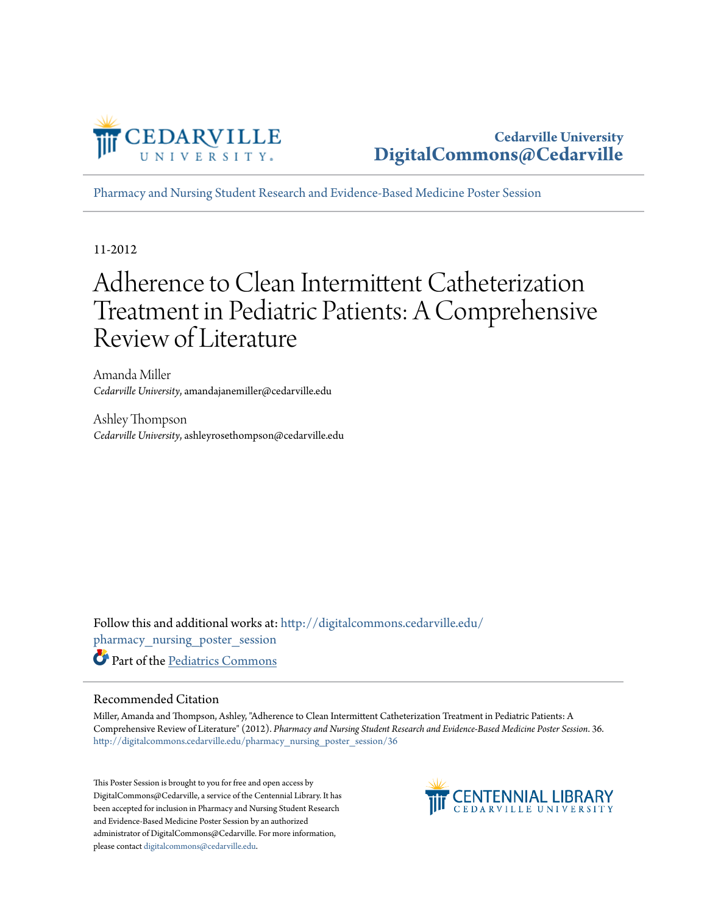Cedarville University
DigitalCommons@Cedarville

Pharmacy and Nursing Student Research and Evidence-Based Medicine Poster Session

11-2012

# Adherence to Clean Intermittent Catheterization Treatment in Pediatric Patients: A Comprehensive Review of Literature

Amanda Miller
*Cedarville University*, amandajanemiller@cedarville.edu

Ashley Thompson
*Cedarville University*, ashleyrosethompson@cedarville.edu

Follow this and additional works at: http://digitalcommons.cedarville.edu/pharmacy_nursing_poster_session

Part of the Pediatrics Commons

## Recommended Citation

Miller, Amanda and Thompson, Ashley, "Adherence to Clean Intermittent Catheterization Treatment in Pediatric Patients: A Comprehensive Review of Literature" (2012). *Pharmacy and Nursing Student Research and Evidence-Based Medicine Poster Session*. 36.
http://digitalcommons.cedarville.edu/pharmacy_nursing_poster_session/36

This Poster Session is brought to you for free and open access by DigitalCommons@Cedarville, a service of the Centennial Library. It has been accepted for inclusion in Pharmacy and Nursing Student Research and Evidence-Based Medicine Poster Session by an authorized administrator of DigitalCommons@Cedarville. For more information, please contact digitalcommons@cedarville.edu.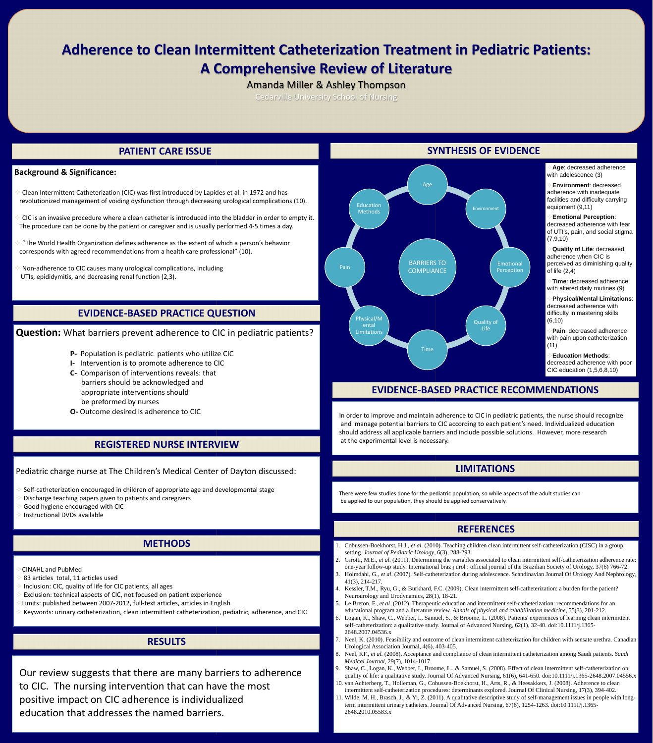# Adherence to Clean Intermittent Catheterization Treatment in Pediatric Patients: A Comprehensive Review of Literature

Amanda Miller & Ashley Thompson

Cedarville University School of Nursing

## PATIENT CARE ISSUE

**Background & Significance:**

- Clean Intermittent Catheterization (CIC) was first introduced by Lapides et al. in 1972 and has revolutionized management of voiding dysfunction through decreasing urological complications (10).
- CIC is an invasive procedure where a clean catheter is introduced into the bladder in order to empty it. The procedure can be done by the patient or caregiver and is usually performed 4-5 times a day.
- "The World Health Organization defines adherence as the extent of which a person's behavior corresponds with agreed recommendations from a health care professional" (10).
- Non-adherence to CIC causes many urological complications, including UTIs, epididymitis, and decreasing renal function (2,3).

## EVIDENCE-BASED PRACTICE QUESTION

**Question:** What barriers prevent adherence to CIC in pediatric patients?

**P-** Population is pediatric patients who utilize CIC
**I-** Intervention is to promote adherence to CIC
**C-** Comparison of interventions reveals: that barriers should be acknowledged and appropriate interventions should be preformed by nurses
**O-** Outcome desired is adherence to CIC

## REGISTERED NURSE INTERVIEW

Pediatric charge nurse at The Children's Medical Center of Dayton discussed:

- Self-catheterization encouraged in children of appropriate age and developmental stage
- Discharge teaching papers given to patients and caregivers
- Good hygiene encouraged with CIC
- Instructional DVDs available

## METHODS

- CINAHL and PubMed
- 83 articles total, 11 articles used
- Inclusion: CIC, quality of life for CIC patients, all ages
- Exclusion: technical aspects of CIC, not focused on patient experience
- Limits: published between 2007-2012, full-text articles, articles in English
- Keywords: urinary catheterization, clean intermittent catheterization, pediatric, adherence, and CIC

## RESULTS

Our review suggests that there are many barriers to adherence to CIC. The nursing intervention that can have the most positive impact on CIC adherence is individualized education that addresses the named barriers.

## SYNTHESIS OF EVIDENCE

BARRIERS TO COMPLIANCE

Age

Environment

Emotional Perception

Quality of Life

Time

Physical/Mental Limitations

Pain

Education Methods

- **Age**: decreased adherence with adolescence (3)
- **Environment**: decreased adherence with inadequate facilities and difficulty carrying equipment (9,11)
- **Emotional Perception**: decreased adherence with fear of UTI's, pain, and social stigma (7,9,10)
- **Quality of Life**: decreased adherence when CIC is perceived as diminishing quality of life (2,4)
- **Time**: decreased adherence with altered daily routines (9)
- **Physical/Mental Limitations**: decreased adherence with difficulty in mastering skills (6,10)
- **Pain**: decreased adherence with pain upon catheterization (11)
- **Education Methods**: decreased adherence with poor CIC education (1,5,6,8,10)

## EVIDENCE-BASED PRACTICE RECOMMENDATIONS

In order to improve and maintain adherence to CIC in pediatric patients, the nurse should recognize and manage potential barriers to CIC according to each patient's need. Individualized education should address all applicable barriers and include possible solutions. However, more research at the experimental level is necessary.

## LIMITATIONS

There were few studies done for the pediatric population, so while aspects of the adult studies can be applied to our population, they should be applied conservatively.

## REFERENCES

1. Cobussen-Boekhorst, H.J., *et al*. (2010). Teaching children clean intermittent self-catheterization (CISC) in a group setting. *Journal of Pediatric Urology*, 6(3), 288-293.
2. Girotti, M.E., *et al*. (2011). Determining the variables associated to clean intermittent self-catheterization adherence rate: one-year follow-up study. International braz j urol : official journal of the Brazilian Society of Urology, 37(6) 766-72.
3. Holmdahl, G., *et al*. (2007). Self-catheterization during adolescence. Scandinavian Journal Of Urology And Nephrology, 41(3), 214-217.
4. Kessler, T.M., Ryu, G., & Burkhard, F.C. (2009). Clean intermittent self-catheterization: a burden for the patient? Neurourology and Urodynamics, 28(1), 18-21.
5. Le Breton, F., *et al*. (2012). Therapeutic education and intermittent self-catheterization: recommendations for an educational program and a literature review. *Annals of physical and rehabilitation medicine*, 55(3), 201-212.
6. Logan, K., Shaw, C., Webber, I., Samuel, S., & Broome, L. (2008). Patients' experiences of learning clean intermittent self-catheterization: a qualitative study. Journal of Advanced Nursing, 62(1), 32-40. doi:10.1111/j.1365-2648.2007.04536.x
7. Neel, K. (2010). Feasibility and outcome of clean intermittent catheterization for children with sensate urethra. Canadian Urological Association Journal, 4(6), 403-405.
8. Neel, KF., *et al*. (2008). Acceptance and compliance of clean intermittent catheterization among Saudi patients. *Saudi Medical Journal*, 29(7), 1014-1017.
9. Shaw, C., Logan, K., Webber, I., Broome, L., & Samuel, S. (2008). Effect of clean intermittent self-catheterization on quality of life: a qualitative study. Journal Of Advanced Nursing, 61(6), 641-650. doi:10.1111/j.1365-2648.2007.04556.x
10. van Achterberg, T., Holleman, G., Cobussen-Boekhorst, H., Arts, R., & Heesakkers, J. (2008). Adherence to clean intermittent self-catheterization procedures: determinants explored. Journal Of Clinical Nursing, 17(3), 394-402.
11. Wilde, M. H., Brasch, J., & Yi, Z. (2011). A qualitative descriptive study of self-management issues in people with long-term intermittent urinary catheters. Journal Of Advanced Nursing, 67(6), 1254-1263. doi:10.1111/j.1365-2648.2010.05583.x